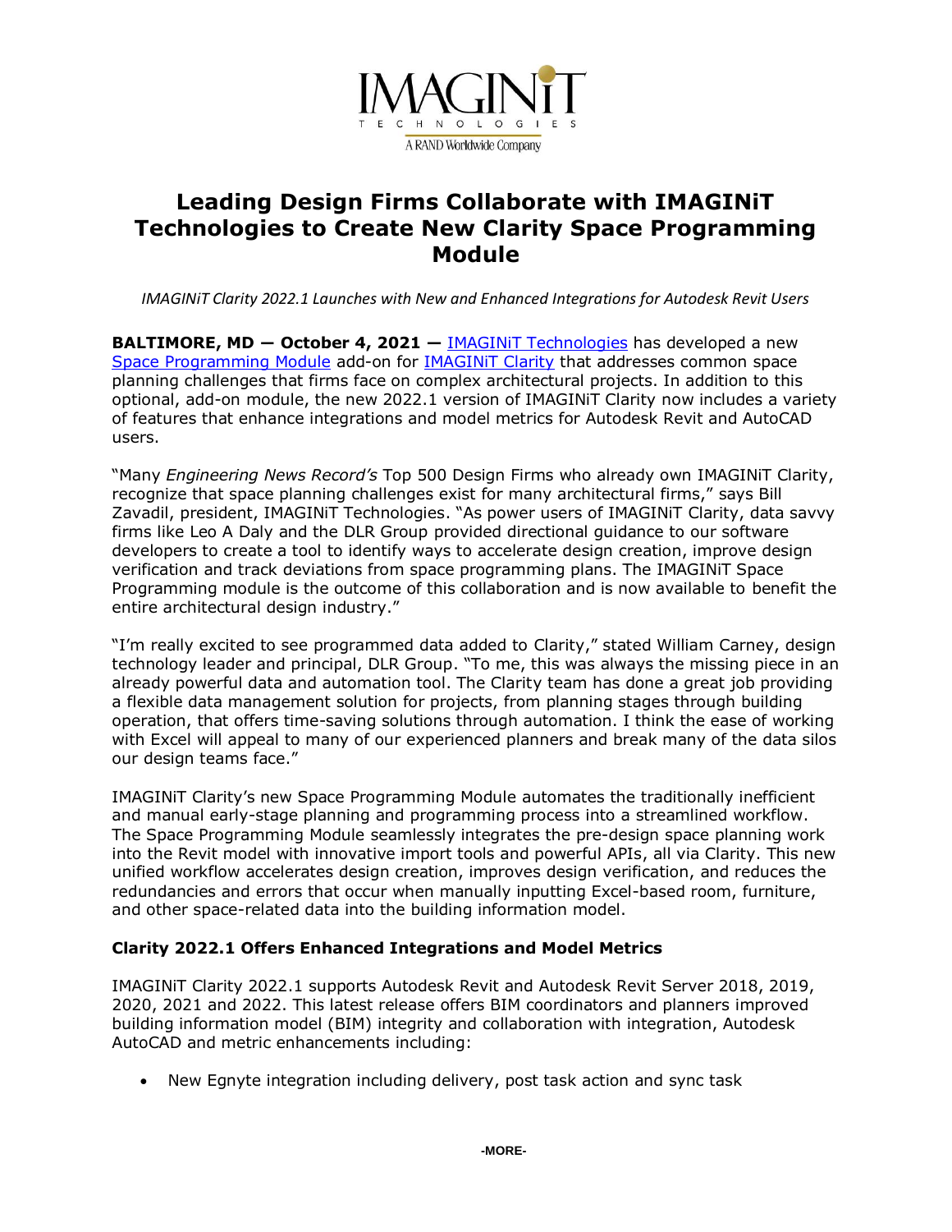# Leading Design Firms Collaborate with IMAGINiT Technologies to Create New Clarity Space Programming Module

*IMAGINiT Clarity 2022.1 Launches with New and Enhanced Integrations for Autodesk Revit Users*

**BALTIMORE, MD — October 4, 2021 —** IMAGINiT Technologies has developed a new Space Programming Module add-on for IMAGINiT Clarity that addresses common space planning challenges that firms face on complex architectural projects. In addition to this optional, add-on module, the new 2022.1 version of IMAGINiT Clarity now includes a variety of features that enhance integrations and model metrics for Autodesk Revit and AutoCAD users.

"Many *Engineering News Record's* Top 500 Design Firms who already own IMAGINiT Clarity, recognize that space planning challenges exist for many architectural firms," says Bill Zavadil, president, IMAGINiT Technologies. "As power users of IMAGINiT Clarity, data savvy firms like Leo A Daly and the DLR Group provided directional guidance to our software developers to create a tool to identify ways to accelerate design creation, improve design verification and track deviations from space programming plans. The IMAGINiT Space Programming module is the outcome of this collaboration and is now available to benefit the entire architectural design industry."

"I'm really excited to see programmed data added to Clarity," stated William Carney, design technology leader and principal, DLR Group. "To me, this was always the missing piece in an already powerful data and automation tool. The Clarity team has done a great job providing a flexible data management solution for projects, from planning stages through building operation, that offers time-saving solutions through automation. I think the ease of working with Excel will appeal to many of our experienced planners and break many of the data silos our design teams face."

IMAGINiT Clarity's new Space Programming Module automates the traditionally inefficient and manual early-stage planning and programming process into a streamlined workflow. The Space Programming Module seamlessly integrates the pre-design space planning work into the Revit model with innovative import tools and powerful APIs, all via Clarity. This new unified workflow accelerates design creation, improves design verification, and reduces the redundancies and errors that occur when manually inputting Excel-based room, furniture, and other space-related data into the building information model.

### Clarity 2022.1 Offers Enhanced Integrations and Model Metrics

IMAGINiT Clarity 2022.1 supports Autodesk Revit and Autodesk Revit Server 2018, 2019, 2020, 2021 and 2022. This latest release offers BIM coordinators and planners improved building information model (BIM) integrity and collaboration with integration, Autodesk AutoCAD and metric enhancements including:

- New Egnyte integration including delivery, post task action and sync task

-MORE-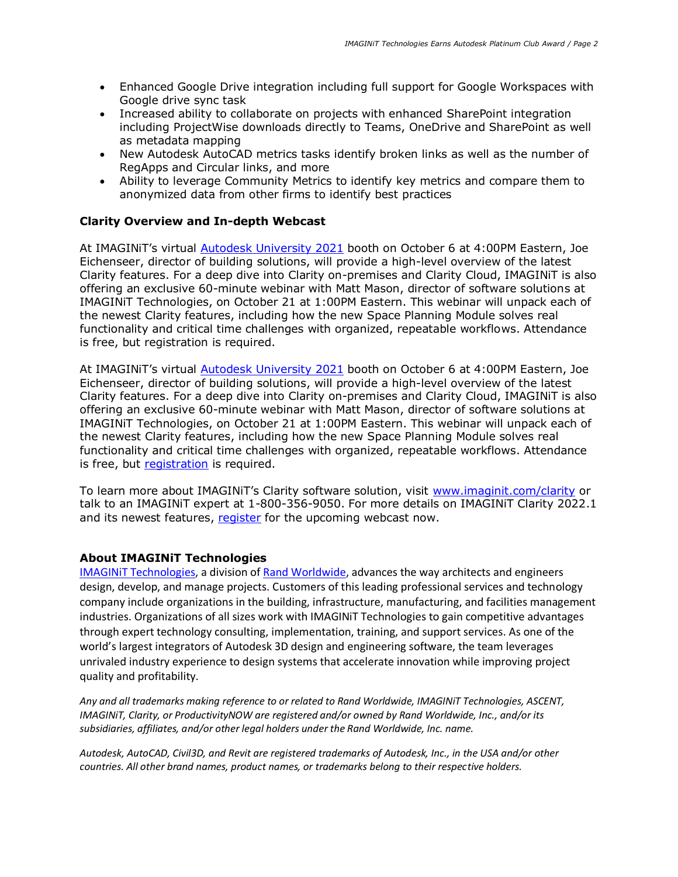- Enhanced Google Drive integration including full support for Google Workspaces with Google drive sync task
- Increased ability to collaborate on projects with enhanced SharePoint integration including ProjectWise downloads directly to Teams, OneDrive and SharePoint as well as metadata mapping
- New Autodesk AutoCAD metrics tasks identify broken links as well as the number of RegApps and Circular links, and more
- Ability to leverage Community Metrics to identify key metrics and compare them to anonymized data from other firms to identify best practices

**Clarity Overview and In-depth Webcast**

At IMAGINiT's virtual Autodesk University 2021 booth on October 6 at 4:00PM Eastern, Joe Eichenseer, director of building solutions, will provide a high-level overview of the latest Clarity features. For a deep dive into Clarity on-premises and Clarity Cloud, IMAGINiT is also offering an exclusive 60-minute webinar with Matt Mason, director of software solutions at IMAGINiT Technologies, on October 21 at 1:00PM Eastern. This webinar will unpack each of the newest Clarity features, including how the new Space Planning Module solves real functionality and critical time challenges with organized, repeatable workflows. Attendance is free, but registration is required.

At IMAGINiT's virtual Autodesk University 2021 booth on October 6 at 4:00PM Eastern, Joe Eichenseer, director of building solutions, will provide a high-level overview of the latest Clarity features. For a deep dive into Clarity on-premises and Clarity Cloud, IMAGINiT is also offering an exclusive 60-minute webinar with Matt Mason, director of software solutions at IMAGINiT Technologies, on October 21 at 1:00PM Eastern. This webinar will unpack each of the newest Clarity features, including how the new Space Planning Module solves real functionality and critical time challenges with organized, repeatable workflows. Attendance is free, but registration is required.

To learn more about IMAGINiT's Clarity software solution, visit www.imaginit.com/clarity or talk to an IMAGINiT expert at 1-800-356-9050. For more details on IMAGINiT Clarity 2022.1 and its newest features, register for the upcoming webcast now.

**About IMAGINiT Technologies**

IMAGINiT Technologies, a division of Rand Worldwide, advances the way architects and engineers design, develop, and manage projects. Customers of this leading professional services and technology company include organizations in the building, infrastructure, manufacturing, and facilities management industries. Organizations of all sizes work with IMAGINiT Technologies to gain competitive advantages through expert technology consulting, implementation, training, and support services. As one of the world's largest integrators of Autodesk 3D design and engineering software, the team leverages unrivaled industry experience to design systems that accelerate innovation while improving project quality and profitability.

*Any and all trademarks making reference to or related to Rand Worldwide, IMAGINiT Technologies, ASCENT, IMAGINiT, Clarity, or ProductivityNOW are registered and/or owned by Rand Worldwide, Inc., and/or its subsidiaries, affiliates, and/or other legal holders under the Rand Worldwide, Inc. name.*

*Autodesk, AutoCAD, Civil3D, and Revit are registered trademarks of Autodesk, Inc., in the USA and/or other countries. All other brand names, product names, or trademarks belong to their respective holders.*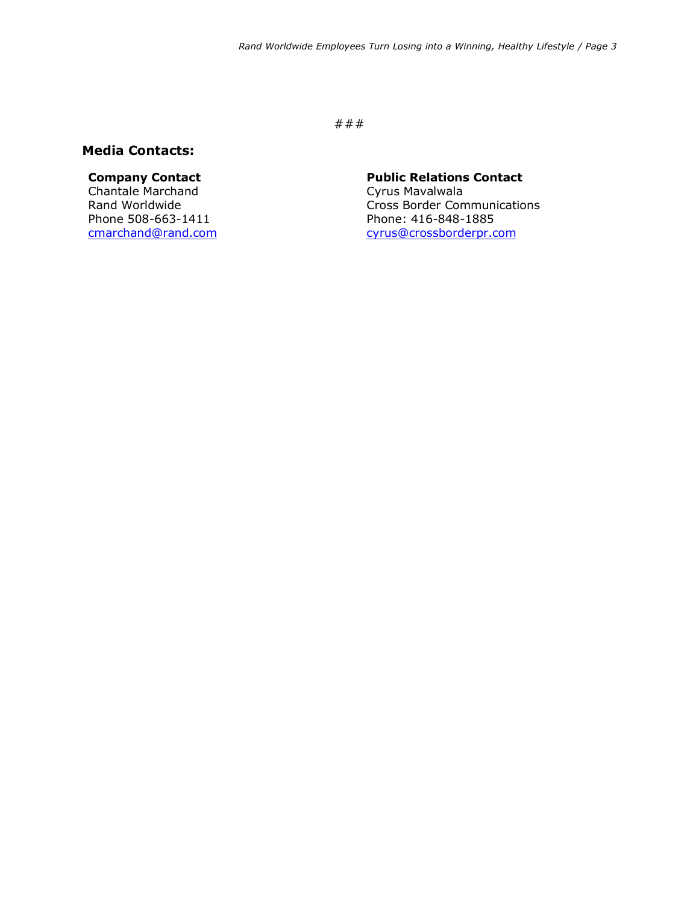###

**Media Contacts:**

**Company Contact**
Chantale Marchand
Rand Worldwide
Phone 508-663-1411
cmarchand@rand.com

**Public Relations Contact**
Cyrus Mavalwala
Cross Border Communications
Phone: 416-848-1885
cyrus@crossborderpr.com